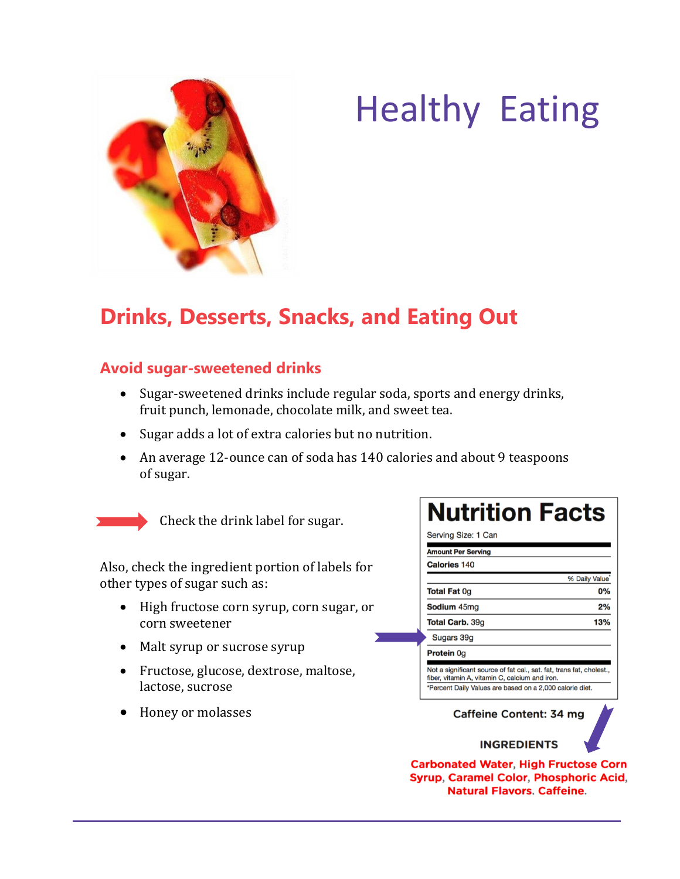# Healthy Eating

## Drinks, Desserts, Snacks, and Eating Out

### Avoid sugar-sweetened drinks

- Sugar-sweetened drinks include regular soda, sports and energy drinks, fruit punch, lemonade, chocolate milk, and sweet tea.
- Sugar adds a lot of extra calories but no nutrition.
- An average 12-ounce can of soda has 140 calories and about 9 teaspoons of sugar.

Check the drink label for sugar.

Also, check the ingredient portion of labels for other types of sugar such as:

- High fructose corn syrup, corn sugar, or corn sweetener
- Malt syrup or sucrose syrup
- Fructose, glucose, dextrose, maltose, lactose, sucrose
- Honey or molasses

**Nutrition Facts**

Serving Size: 1 Can

| Amount Per Serving | |
|---|---|
| **Calories** 140 | |
| | % Daily Value* |
| **Total Fat** 0g | **0%** |
| **Sodium** 45mg | **2%** |
| **Total Carb.** 39g | **13%** |
| Sugars 39g | |
| **Protein** 0g | |

Not a significant source of fat cal., sat. fat, trans fat, cholest., fiber, vitamin A, vitamin C, calcium and iron.

*Percent Daily Values are based on a 2,000 calorie diet.

**Caffeine Content: 34 mg**

**INGREDIENTS**

**Carbonated Water, High Fructose Corn Syrup, Caramel Color, Phosphoric Acid, Natural Flavors. Caffeine.**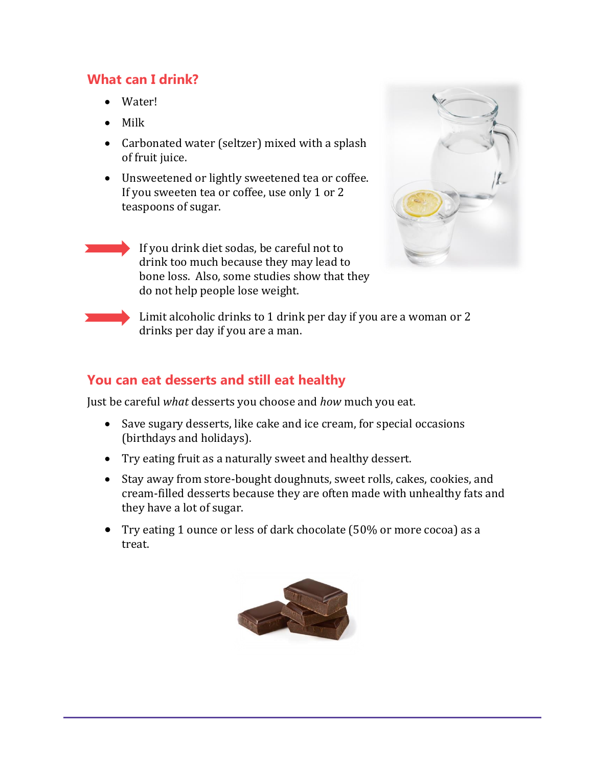## What can I drink?

- Water!
- Milk
- Carbonated water (seltzer) mixed with a splash of fruit juice.
- Unsweetened or lightly sweetened tea or coffee. If you sweeten tea or coffee, use only 1 or 2 teaspoons of sugar.

If you drink diet sodas, be careful not to drink too much because they may lead to bone loss. Also, some studies show that they do not help people lose weight.

Limit alcoholic drinks to 1 drink per day if you are a woman or 2 drinks per day if you are a man.

## You can eat desserts and still eat healthy

Just be careful *what* desserts you choose and *how* much you eat.

- Save sugary desserts, like cake and ice cream, for special occasions (birthdays and holidays).
- Try eating fruit as a naturally sweet and healthy dessert.
- Stay away from store-bought doughnuts, sweet rolls, cakes, cookies, and cream-filled desserts because they are often made with unhealthy fats and they have a lot of sugar.
- Try eating 1 ounce or less of dark chocolate (50% or more cocoa) as a treat.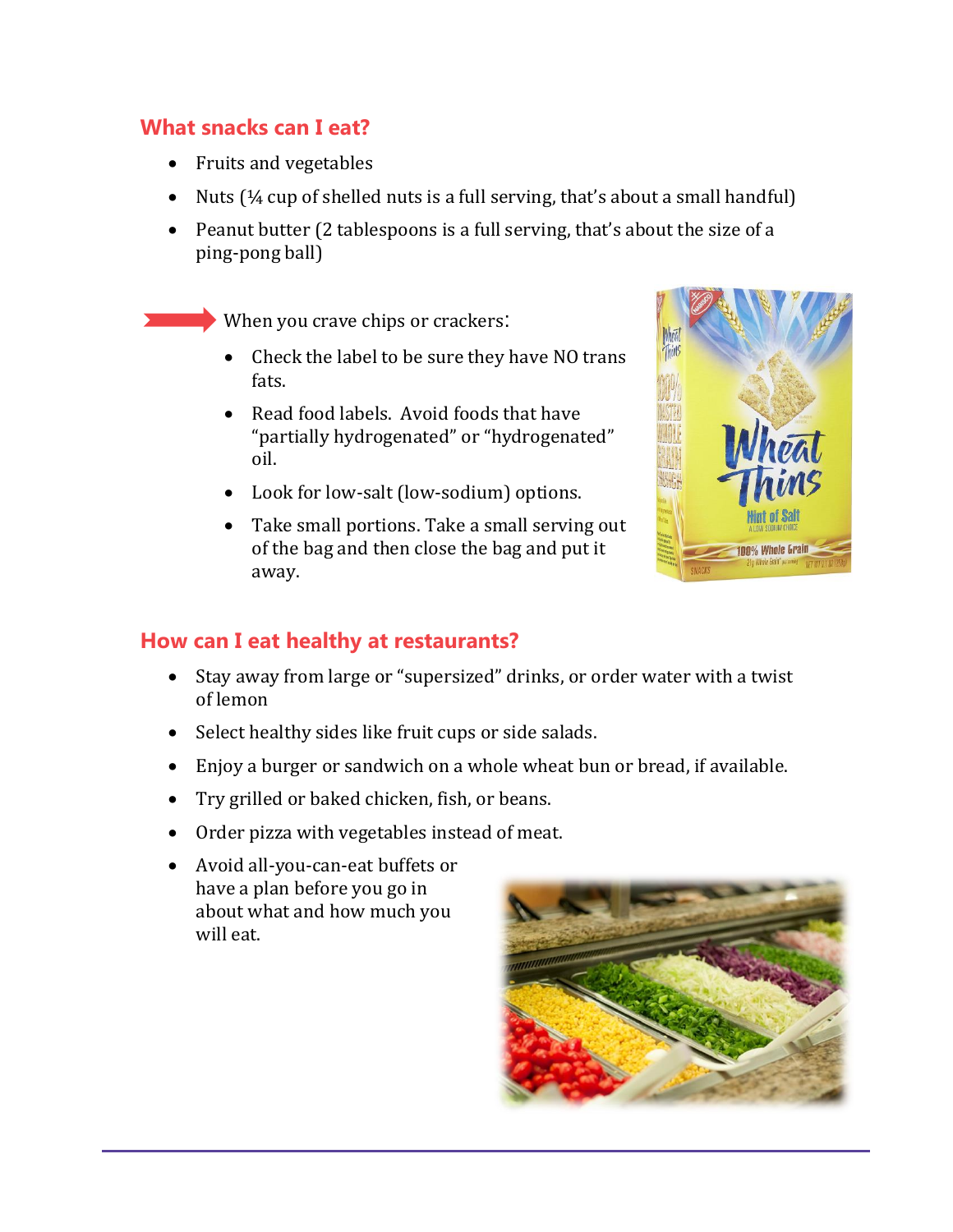## What snacks can I eat?

- Fruits and vegetables
- Nuts (¼ cup of shelled nuts is a full serving, that's about a small handful)
- Peanut butter (2 tablespoons is a full serving, that's about the size of a ping-pong ball)

When you crave chips or crackers:

- Check the label to be sure they have NO trans fats.
- Read food labels. Avoid foods that have "partially hydrogenated" or "hydrogenated" oil.
- Look for low-salt (low-sodium) options.
- Take small portions. Take a small serving out of the bag and then close the bag and put it away.

## How can I eat healthy at restaurants?

- Stay away from large or "supersized" drinks, or order water with a twist of lemon
- Select healthy sides like fruit cups or side salads.
- Enjoy a burger or sandwich on a whole wheat bun or bread, if available.
- Try grilled or baked chicken, fish, or beans.
- Order pizza with vegetables instead of meat.
- Avoid all-you-can-eat buffets or have a plan before you go in about what and how much you will eat.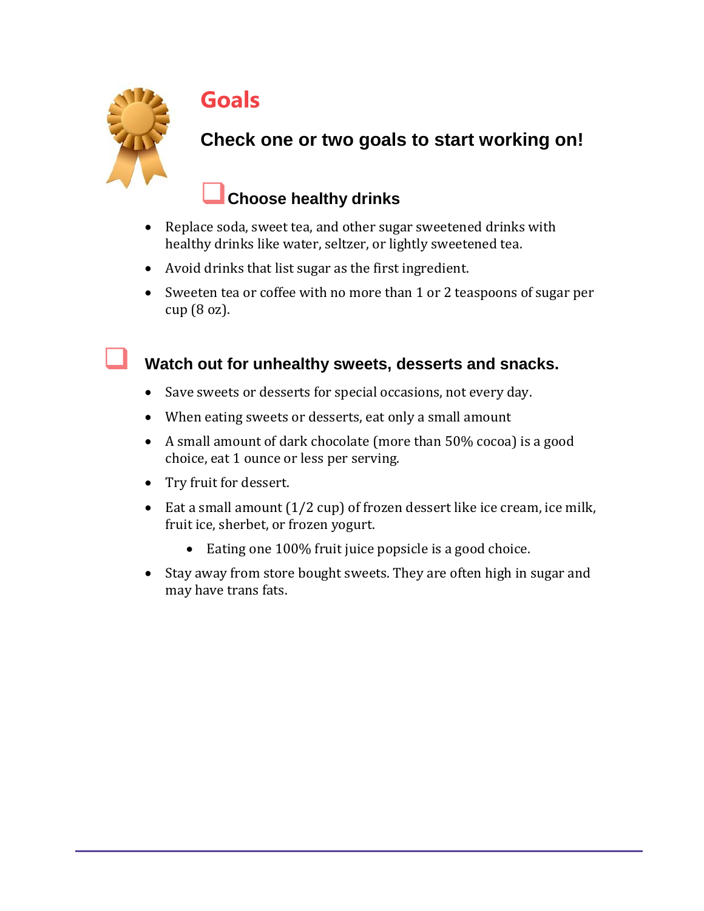# Goals

## Check one or two goals to start working on!

### ❑ Choose healthy drinks

- Replace soda, sweet tea, and other sugar sweetened drinks with healthy drinks like water, seltzer, or lightly sweetened tea.
- Avoid drinks that list sugar as the first ingredient.
- Sweeten tea or coffee with no more than 1 or 2 teaspoons of sugar per cup (8 oz).

### ❑ Watch out for unhealthy sweets, desserts and snacks.

- Save sweets or desserts for special occasions, not every day.
- When eating sweets or desserts, eat only a small amount
- A small amount of dark chocolate (more than 50% cocoa) is a good choice, eat 1 ounce or less per serving.
- Try fruit for dessert.
- Eat a small amount (1/2 cup) of frozen dessert like ice cream, ice milk, fruit ice, sherbet, or frozen yogurt.
    - Eating one 100% fruit juice popsicle is a good choice.
- Stay away from store bought sweets. They are often high in sugar and may have trans fats.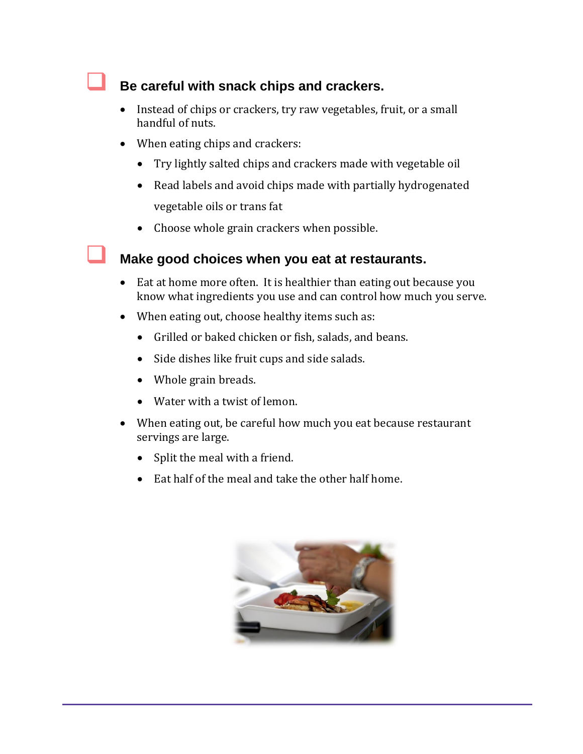## Be careful with snack chips and crackers.

- Instead of chips or crackers, try raw vegetables, fruit, or a small handful of nuts.
- When eating chips and crackers:
  - Try lightly salted chips and crackers made with vegetable oil
  - Read labels and avoid chips made with partially hydrogenated vegetable oils or trans fat
  - Choose whole grain crackers when possible.

## Make good choices when you eat at restaurants.

- Eat at home more often. It is healthier than eating out because you know what ingredients you use and can control how much you serve.
- When eating out, choose healthy items such as:
  - Grilled or baked chicken or fish, salads, and beans.
  - Side dishes like fruit cups and side salads.
  - Whole grain breads.
  - Water with a twist of lemon.
- When eating out, be careful how much you eat because restaurant servings are large.
  - Split the meal with a friend.
  - Eat half of the meal and take the other half home.